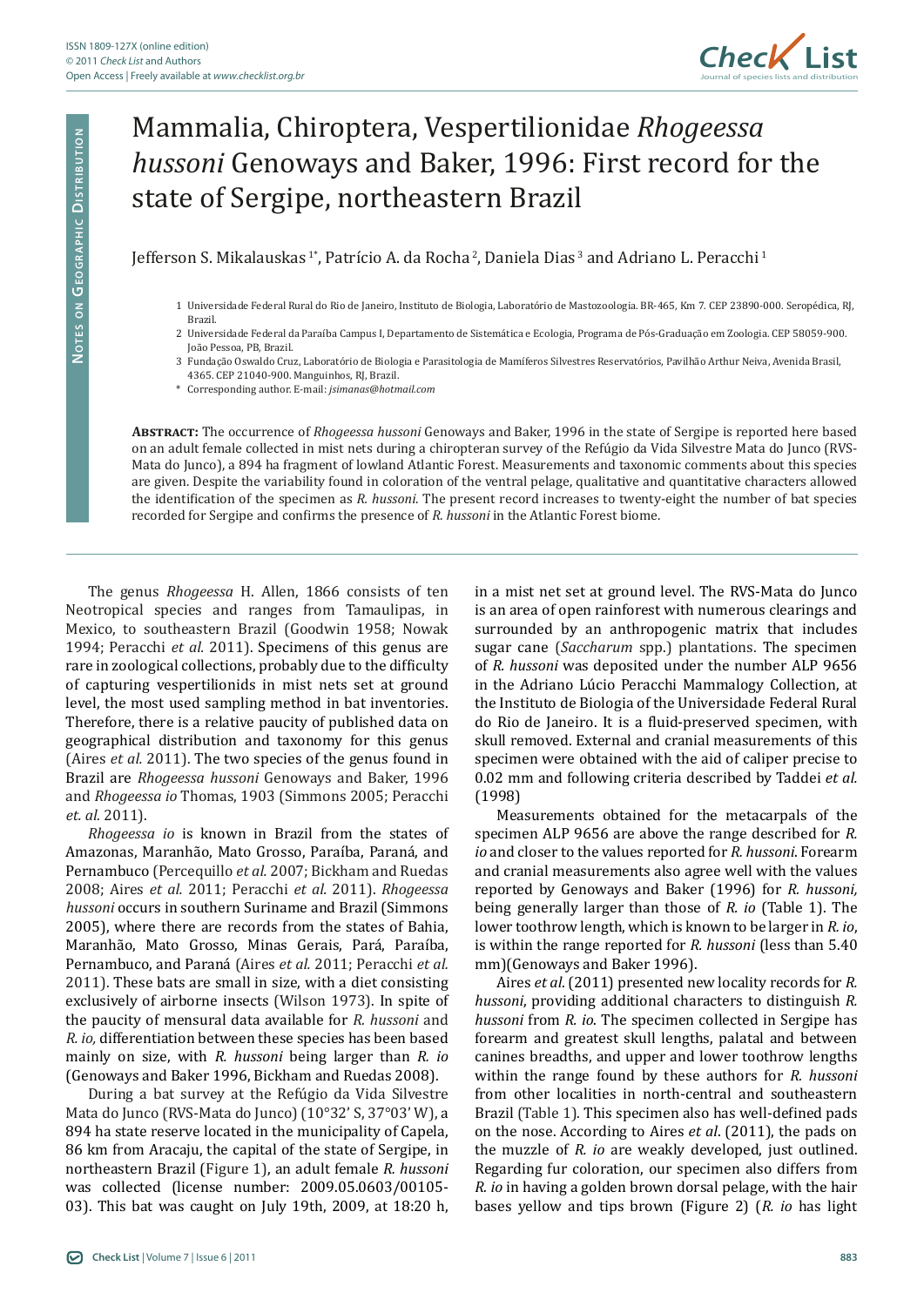# Mammalia, Chiroptera, Vespertilionidae *Rhogeessa hussoni* Genoways and Baker, 1996: First record for the state of Sergipe, northeastern Brazil

Jefferson S. Mikalauskas [1*], Patrício A. da Rocha [2], Daniela Dias [3] and Adriano L. Peracchi [1]

1 Universidade Federal Rural do Rio de Janeiro, Instituto de Biologia, Laboratório de Mastozoologia. BR-465, Km 7. CEP 23890-000. Seropédica, RJ, Brazil.

2 Universidade Federal da Paraíba Campus I, Departamento de Sistemática e Ecologia, Programa de Pós-Graduação em Zoologia. CEP 58059-900. João Pessoa, PB, Brazil.

3 Fundação Oswaldo Cruz, Laboratório de Biologia e Parasitologia de Mamíferos Silvestres Reservatórios, Pavilhão Arthur Neiva, Avenida Brasil, 4365. CEP 21040-900. Manguinhos, RJ, Brazil.

\* Corresponding author. E-mail: *jsimanas@hotmail.com*

**Abstract:** The occurrence of *Rhogeessa hussoni* Genoways and Baker, 1996 in the state of Sergipe is reported here based on an adult female collected in mist nets during a chiropteran survey of the Refúgio da Vida Silvestre Mata do Junco (RVS-Mata do Junco), a 894 ha fragment of lowland Atlantic Forest. Measurements and taxonomic comments about this species are given. Despite the variability found in coloration of the ventral pelage, qualitative and quantitative characters allowed the identification of the specimen as *R. hussoni*. The present record increases to twenty-eight the number of bat species recorded for Sergipe and confirms the presence of *R. hussoni* in the Atlantic Forest biome.

The genus *Rhogeessa* H. Allen, 1866 consists of ten Neotropical species and ranges from Tamaulipas, in Mexico, to southeastern Brazil (Goodwin 1958; Nowak 1994; Peracchi *et al.* 2011). Specimens of this genus are rare in zoological collections, probably due to the difficulty of capturing vespertilionids in mist nets set at ground level, the most used sampling method in bat inventories. Therefore, there is a relative paucity of published data on geographical distribution and taxonomy for this genus (Aires *et al.* 2011). The two species of the genus found in Brazil are *Rhogeessa hussoni* Genoways and Baker, 1996 and *Rhogeessa io* Thomas, 1903 (Simmons 2005; Peracchi *et. al.* 2011).

*Rhogeessa io* is known in Brazil from the states of Amazonas, Maranhão, Mato Grosso, Paraíba, Paraná, and Pernambuco (Percequillo *et al.* 2007; Bickham and Ruedas 2008; Aires *et al.* 2011; Peracchi *et al.* 2011). *Rhogeessa hussoni* occurs in southern Suriname and Brazil (Simmons 2005), where there are records from the states of Bahia, Maranhão, Mato Grosso, Minas Gerais, Pará, Paraíba, Pernambuco, and Paraná (Aires *et al.* 2011; Peracchi *et al.* 2011). These bats are small in size, with a diet consisting exclusively of airborne insects (Wilson 1973). In spite of the paucity of mensural data available for *R. hussoni* and *R. io,* differentiation between these species has been based mainly on size, with *R. hussoni* being larger than *R. io* (Genoways and Baker 1996, Bickham and Ruedas 2008).

During a bat survey at the Refúgio da Vida Silvestre Mata do Junco (RVS-Mata do Junco) (10°32′ S, 37°03′ W), a 894 ha state reserve located in the municipality of Capela, 86 km from Aracaju, the capital of the state of Sergipe, in northeastern Brazil (Figure 1), an adult female *R. hussoni* was collected (license number: 2009.05.0603/00105-03). This bat was caught on July 19th, 2009, at 18:20 h, in a mist net set at ground level. The RVS-Mata do Junco is an area of open rainforest with numerous clearings and surrounded by an anthropogenic matrix that includes sugar cane (*Saccharum* spp.) plantations. The specimen of *R. hussoni* was deposited under the number ALP 9656 in the Adriano Lúcio Peracchi Mammalogy Collection, at the Instituto de Biologia of the Universidade Federal Rural do Rio de Janeiro. It is a fluid-preserved specimen, with skull removed. External and cranial measurements of this specimen were obtained with the aid of caliper precise to 0.02 mm and following criteria described by Taddei *et al.* (1998)

Measurements obtained for the metacarpals of the specimen ALP 9656 are above the range described for *R. io* and closer to the values reported for *R. hussoni*. Forearm and cranial measurements also agree well with the values reported by Genoways and Baker (1996) for *R. hussoni,* being generally larger than those of *R. io* (Table 1). The lower toothrow length, which is known to be larger in *R. io*, is within the range reported for *R. hussoni* (less than 5.40 mm)(Genoways and Baker 1996).

Aires *et al.* (2011) presented new locality records for *R. hussoni*, providing additional characters to distinguish *R. hussoni* from *R. io*. The specimen collected in Sergipe has forearm and greatest skull lengths, palatal and between canines breadths, and upper and lower toothrow lengths within the range found by these authors for *R. hussoni* from other localities in north-central and southeastern Brazil (Table 1). This specimen also has well-defined pads on the nose. According to Aires *et al*. (2011), the pads on the muzzle of *R. io* are weakly developed, just outlined. Regarding fur coloration, our specimen also differs from *R. io* in having a golden brown dorsal pelage, with the hair bases yellow and tips brown (Figure 2) (*R. io* has light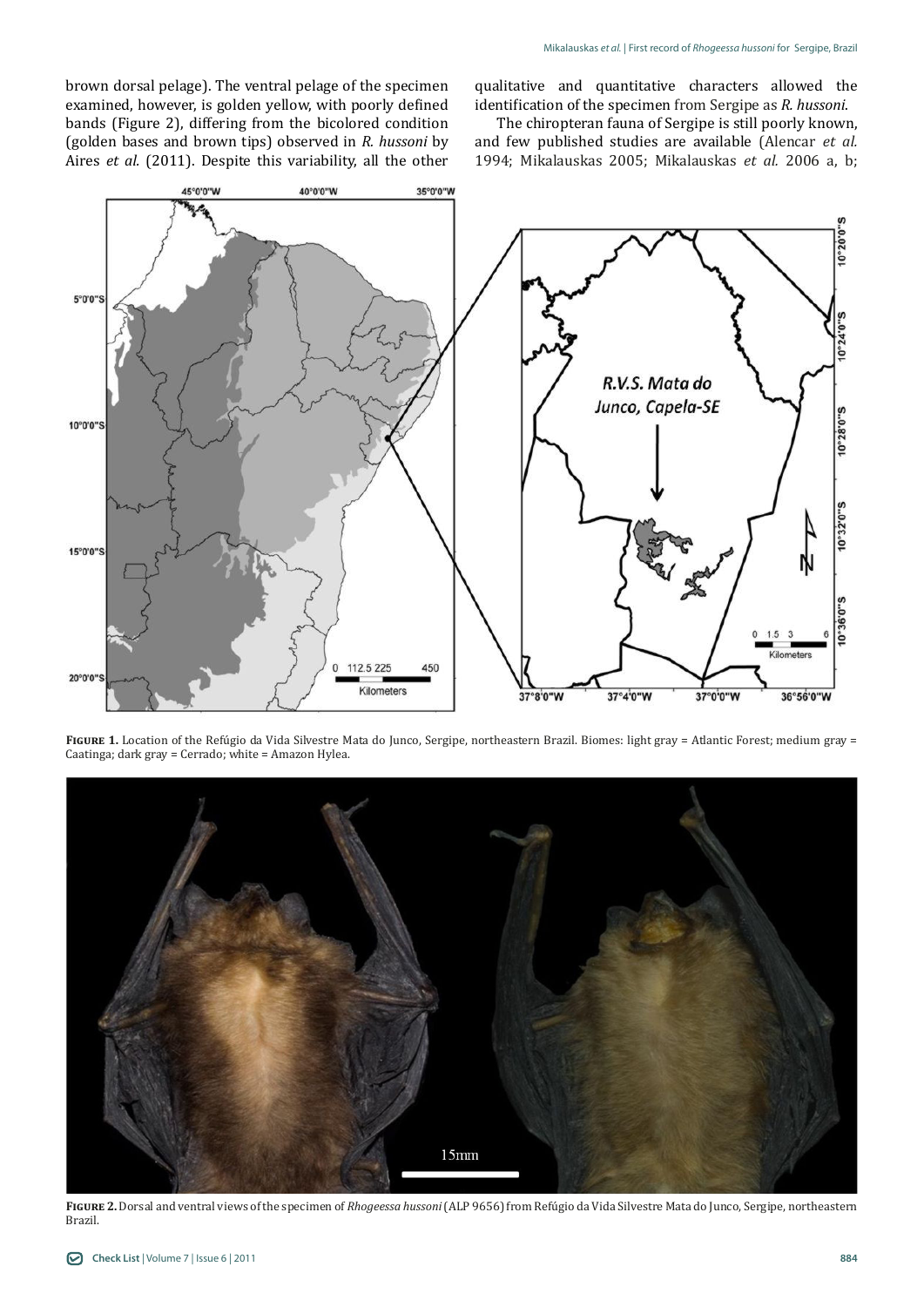brown dorsal pelage). The ventral pelage of the specimen examined, however, is golden yellow, with poorly defined bands (Figure 2), differing from the bicolored condition (golden bases and brown tips) observed in *R. hussoni* by Aires *et al.* (2011). Despite this variability, all the other qualitative and quantitative characters allowed the identification of the specimen from Sergipe as *R. hussoni*.

The chiropteran fauna of Sergipe is still poorly known, and few published studies are available (Alencar *et al.* 1994; Mikalauskas 2005; Mikalauskas *et al.* 2006 a, b;

45°0'0"W
40°0'0"W
35°0'0"W
5°0'0"S
10°0'0"S
15°0'0"S
20°0'0"S
0 112.5 225 450
Kilometers
R.V.S. Mata do Junco, Capela-SE
N
0 1.5 3 6
Kilometers
10°20'0"S
10°24'0"S
10°28'0"S
10°32'0"S
10°36'0"S
37°8'0"W
37°4'0"W
37°0'0"W
36°56'0"W

**Figure 1.** Location of the Refúgio da Vida Silvestre Mata do Junco, Sergipe, northeastern Brazil. Biomes: light gray = Atlantic Forest; medium gray = Caatinga; dark gray = Cerrado; white = Amazon Hylea.

15mm

**Figure 2.** Dorsal and ventral views of the specimen of *Rhogeessa hussoni* (ALP 9656) from Refúgio da Vida Silvestre Mata do Junco, Sergipe, northeastern Brazil.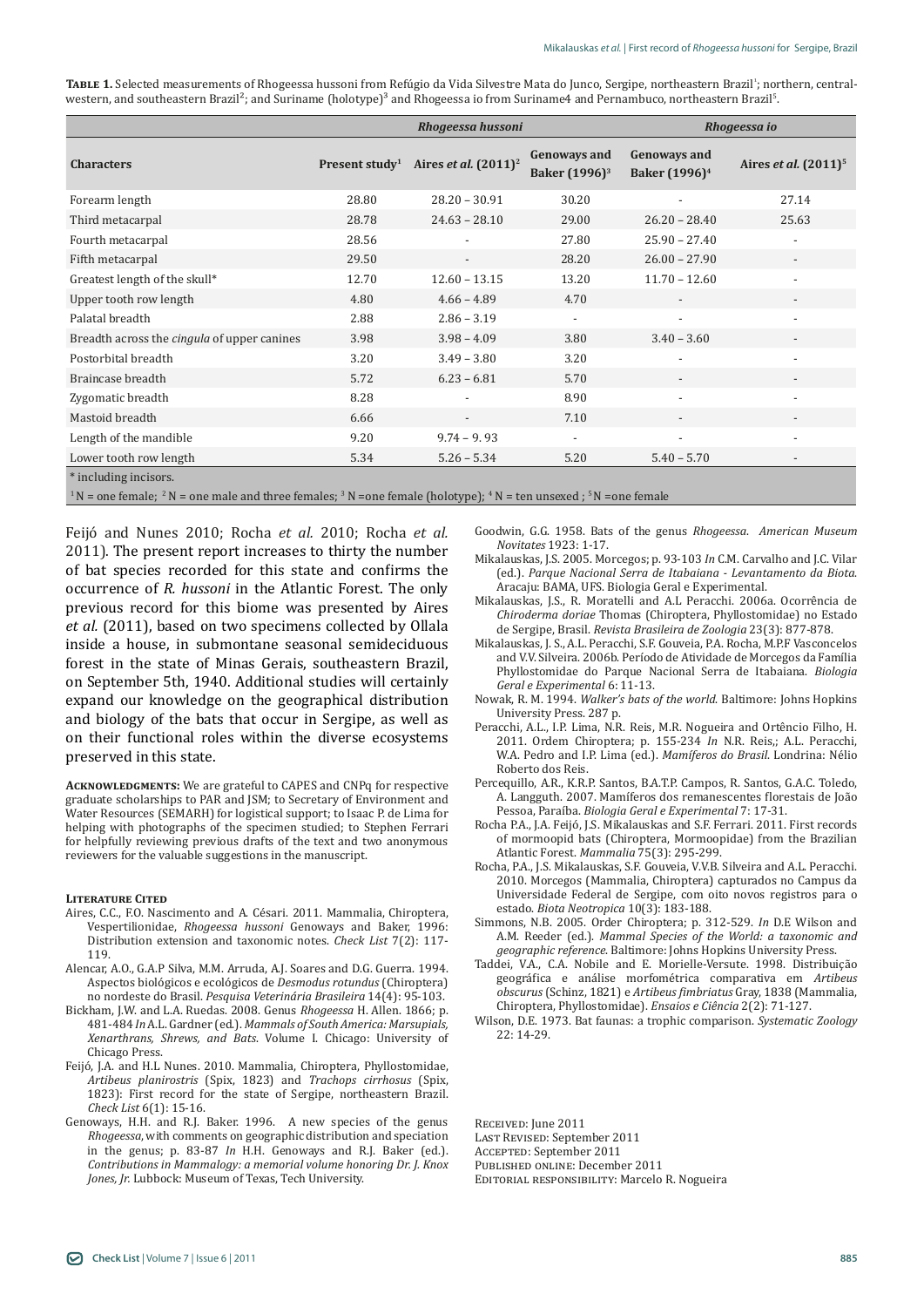**Table 1.** Selected measurements of Rhogeessa hussoni from Refúgio da Vida Silvestre Mata do Junco, Sergipe, northeastern Brazil[1]; northern, central-western, and southeastern Brazil[2]; and Suriname (holotype)[3] and Rhogeessa io from Suriname4 and Pernambuco, northeastern Brazil[5].

| | *Rhogeessa hussoni* | | | *Rhogeessa io* | |
|---|---|---|---|---|---|
| **Characters** | **Present study**[1] | **Aires *et al.* (2011)**[2] | **Genoways and Baker (1996)**[3] | **Genoways and Baker (1996)**[4] | **Aires *et al.* (2011)**[5] |
| Forearm length | 28.80 | 28.20 – 30.91 | 30.20 | - | 27.14 |
| Third metacarpal | 28.78 | 24.63 – 28.10 | 29.00 | 26.20 – 28.40 | 25.63 |
| Fourth metacarpal | 28.56 | - | 27.80 | 25.90 – 27.40 | - |
| Fifth metacarpal | 29.50 | - | 28.20 | 26.00 – 27.90 | - |
| Greatest length of the skull* | 12.70 | 12.60 – 13.15 | 13.20 | 11.70 – 12.60 | - |
| Upper tooth row length | 4.80 | 4.66 – 4.89 | 4.70 | - | - |
| Palatal breadth | 2.88 | 2.86 – 3.19 | - | - | - |
| Breadth across the *cingula* of upper canines | 3.98 | 3.98 – 4.09 | 3.80 | 3.40 – 3.60 | - |
| Postorbital breadth | 3.20 | 3.49 – 3.80 | 3.20 | - | - |
| Braincase breadth | 5.72 | 6.23 – 6.81 | 5.70 | - | - |
| Zygomatic breadth | 8.28 | - | 8.90 | - | - |
| Mastoid breadth | 6.66 | - | 7.10 | - | - |
| Length of the mandible | 9.20 | 9.74 – 9. 93 | - | - | - |
| Lower tooth row length | 5.34 | 5.26 – 5.34 | 5.20 | 5.40 – 5.70 | - |

* including incisors.

[1]N = one female; [2]N = one male and three females; [3]N =one female (holotype); [4]N = ten unsexed ; [5]N =one female

Feijó and Nunes 2010; Rocha *et al.* 2010; Rocha *et al.* 2011). The present report increases to thirty the number of bat species recorded for this state and confirms the occurrence of *R. hussoni* in the Atlantic Forest. The only previous record for this biome was presented by Aires *et al.* (2011), based on two specimens collected by Ollala inside a house, in submontane seasonal semideciduous forest in the state of Minas Gerais, southeastern Brazil, on September 5th, 1940. Additional studies will certainly expand our knowledge on the geographical distribution and biology of the bats that occur in Sergipe, as well as on their functional roles within the diverse ecosystems preserved in this state.

**Acknowledgments:** We are grateful to CAPES and CNPq for respective graduate scholarships to PAR and JSM; to Secretary of Environment and Water Resources (SEMARH) for logistical support; to Isaac P. de Lima for helping with photographs of the specimen studied; to Stephen Ferrari for helpfully reviewing previous drafts of the text and two anonymous reviewers for the valuable suggestions in the manuscript.

## Literature Cited

Aires, C.C., F.O. Nascimento and A. Césari. 2011. Mammalia, Chiroptera, Vespertilionidae, *Rhogeessa hussoni* Genoways and Baker, 1996: Distribution extension and taxonomic notes. *Check List* 7(2): 117-119.

Alencar, A.O., G.A.P Silva, M.M. Arruda, A.J. Soares and D.G. Guerra. 1994. Aspectos biológicos e ecológicos de *Desmodus rotundus* (Chiroptera) no nordeste do Brasil. *Pesquisa Veterinária Brasileira* 14(4): 95-103.

Bickham, J.W. and L.A. Ruedas. 2008. Genus *Rhogeessa* H. Allen. 1866; p. 481-484 *In* A.L. Gardner (ed.). *Mammals of South America: Marsupials, Xenarthrans, Shrews, and Bats*. Volume I. Chicago: University of Chicago Press.

Feijó, J.A. and H.L Nunes. 2010. Mammalia, Chiroptera, Phyllostomidae, *Artibeus planirostris* (Spix, 1823) and *Trachops cirrhosus* (Spix, 1823): First record for the state of Sergipe, northeastern Brazil. *Check List* 6(1): 15-16.

Genoways, H.H. and R.J. Baker. 1996. A new species of the genus *Rhogeessa*, with comments on geographic distribution and speciation in the genus; p. 83-87 *In* H.H. Genoways and R.J. Baker (ed.). *Contributions in Mammalogy: a memorial volume honoring Dr. J. Knox Jones, Jr.* Lubbock: Museum of Texas, Tech University.

Goodwin, G.G. 1958. Bats of the genus *Rhogeessa*. *American Museum Novitates* 1923: 1-17.

Mikalauskas, J.S. 2005. Morcegos; p. 93-103 *In* C.M. Carvalho and J.C. Vilar (ed.). *Parque Nacional Serra de Itabaiana - Levantamento da Biota.* Aracaju: BAMA, UFS. Biologia Geral e Experimental.

Mikalauskas, J.S., R. Moratelli and A.L Peracchi. 2006a. Ocorrência de *Chiroderma doriae* Thomas (Chiroptera, Phyllostomidae) no Estado de Sergipe, Brasil. *Revista Brasileira de Zoologia* 23(3): 877-878.

Mikalauskas, J. S., A.L. Peracchi, S.F. Gouveia, P.A. Rocha, M.P.F Vasconcelos and V.V. Silveira. 2006b. Período de Atividade de Morcegos da Família Phyllostomidae do Parque Nacional Serra de Itabaiana. *Biologia Geral e Experimental* 6: 11-13.

Nowak, R. M. 1994. *Walker's bats of the world*. Baltimore: Johns Hopkins University Press. 287 p.

Peracchi, A.L., I.P. Lima, N.R. Reis, M.R. Nogueira and Ortêncio Filho, H. 2011. Ordem Chiroptera; p. 155-234 *In* N.R. Reis,; A.L. Peracchi, W.A. Pedro and I.P. Lima (ed.). *Mamíferos do Brasil*. Londrina: Nélio Roberto dos Reis.

Percequillo, A.R., K.R.P. Santos, B.A.T.P. Campos, R. Santos, G.A.C. Toledo, A. Langguth. 2007. Mamíferos dos remanescentes florestais de João Pessoa, Paraíba. *Biologia Geral e Experimental* 7: 17-31.

Rocha P.A., J.A. Feijó, J.S. Mikalauskas and S.F. Ferrari. 2011. First records of mormoopid bats (Chiroptera, Mormoopidae) from the Brazilian Atlantic Forest. *Mammalia* 75(3): 295-299.

Rocha, P.A., J.S. Mikalauskas, S.F. Gouveia, V.V.B. Silveira and A.L. Peracchi. 2010. Morcegos (Mammalia, Chiroptera) capturados no Campus da Universidade Federal de Sergipe, com oito novos registros para o estado. *Biota Neotropica* 10(3): 183-188.

Simmons, N.B. 2005. Order Chiroptera; p. 312-529. *In* D.E Wilson and A.M. Reeder (ed.). *Mammal Species of the World: a taxonomic and geographic reference*. Baltimore: Johns Hopkins University Press.

Taddei, V.A., C.A. Nobile and E. Morielle-Versute. 1998. Distribuição geográfica e análise morfométrica comparativa em *Artibeus obscurus* (Schinz, 1821) e *Artibeus fimbriatus* Gray, 1838 (Mammalia, Chiroptera, Phyllostomidae). *Ensaios e Ciência* 2(2): 71-127.

Wilson, D.E. 1973. Bat faunas: a trophic comparison. *Systematic Zoology* 22: 14-29.

Received: June 2011
Last Revised: September 2011
Accepted: September 2011
Published online: December 2011
Editorial responsibility: Marcelo R. Nogueira